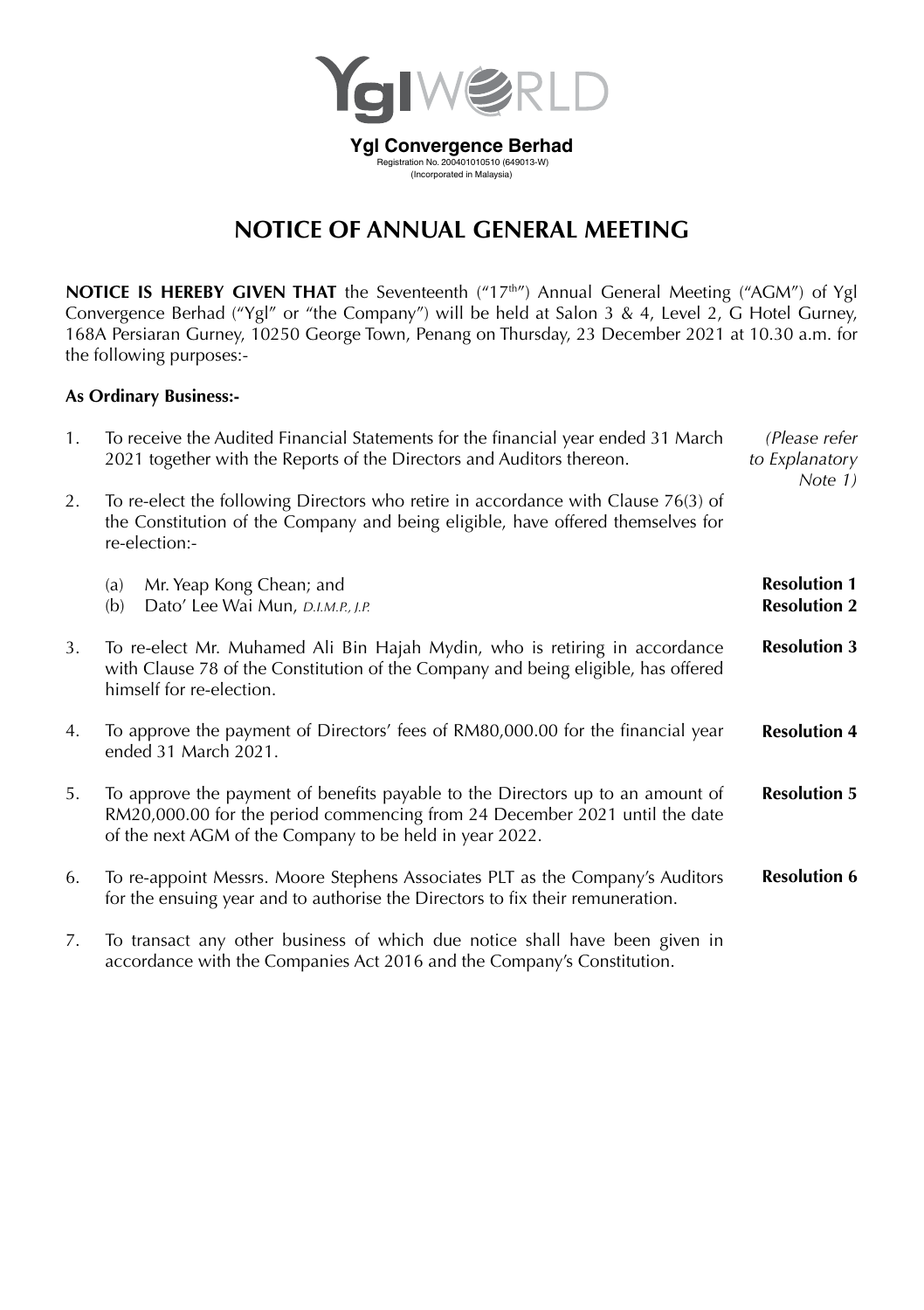**Ygl Convergence Berhad**
Registration No. 200401010510 (649013-W)
(Incorporated in Malaysia)

# NOTICE OF ANNUAL GENERAL MEETING

**NOTICE IS HEREBY GIVEN THAT** the Seventeenth ("17th") Annual General Meeting ("AGM") of Ygl Convergence Berhad ("Ygl" or "the Company") will be held at Salon 3 & 4, Level 2, G Hotel Gurney, 168A Persiaran Gurney, 10250 George Town, Penang on Thursday, 23 December 2021 at 10.30 a.m. for the following purposes:-

**As Ordinary Business:-**

1. To receive the Audited Financial Statements for the financial year ended 31 March 2021 together with the Reports of the Directors and Auditors thereon. *(Please refer to Explanatory Note 1)*

2. To re-elect the following Directors who retire in accordance with Clause 76(3) of the Constitution of the Company and being eligible, have offered themselves for re-election:-

   (a) Mr. Yeap Kong Chean; and **Resolution 1**
   (b) Dato' Lee Wai Mun, *D.I.M.P., J.P.* **Resolution 2**

3. To re-elect Mr. Muhamed Ali Bin Hajah Mydin, who is retiring in accordance with Clause 78 of the Constitution of the Company and being eligible, has offered himself for re-election. **Resolution 3**

4. To approve the payment of Directors' fees of RM80,000.00 for the financial year ended 31 March 2021. **Resolution 4**

5. To approve the payment of benefits payable to the Directors up to an amount of RM20,000.00 for the period commencing from 24 December 2021 until the date of the next AGM of the Company to be held in year 2022. **Resolution 5**

6. To re-appoint Messrs. Moore Stephens Associates PLT as the Company's Auditors for the ensuing year and to authorise the Directors to fix their remuneration. **Resolution 6**

7. To transact any other business of which due notice shall have been given in accordance with the Companies Act 2016 and the Company's Constitution.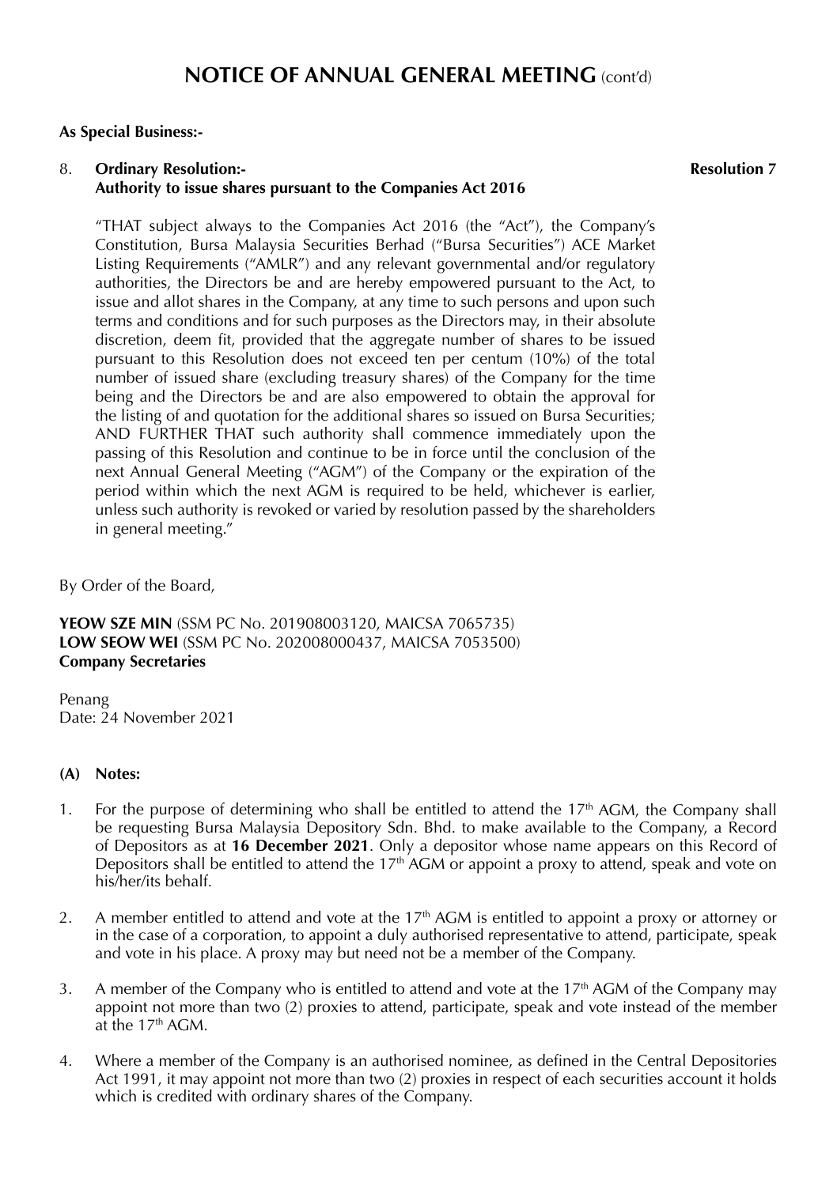# NOTICE OF ANNUAL GENERAL MEETING (cont'd)

**As Special Business:-**

8. **Ordinary Resolution:- Authority to issue shares pursuant to the Companies Act 2016** **Resolution 7**

"THAT subject always to the Companies Act 2016 (the "Act"), the Company's Constitution, Bursa Malaysia Securities Berhad ("Bursa Securities") ACE Market Listing Requirements ("AMLR") and any relevant governmental and/or regulatory authorities, the Directors be and are hereby empowered pursuant to the Act, to issue and allot shares in the Company, at any time to such persons and upon such terms and conditions and for such purposes as the Directors may, in their absolute discretion, deem fit, provided that the aggregate number of shares to be issued pursuant to this Resolution does not exceed ten per centum (10%) of the total number of issued share (excluding treasury shares) of the Company for the time being and the Directors be and are also empowered to obtain the approval for the listing of and quotation for the additional shares so issued on Bursa Securities; AND FURTHER THAT such authority shall commence immediately upon the passing of this Resolution and continue to be in force until the conclusion of the next Annual General Meeting ("AGM") of the Company or the expiration of the period within which the next AGM is required to be held, whichever is earlier, unless such authority is revoked or varied by resolution passed by the shareholders in general meeting."

By Order of the Board,

**YEOW SZE MIN** (SSM PC No. 201908003120, MAICSA 7065735)
**LOW SEOW WEI** (SSM PC No. 202008000437, MAICSA 7053500)
**Company Secretaries**

Penang
Date: 24 November 2021

**(A) Notes:**

1. For the purpose of determining who shall be entitled to attend the 17th AGM, the Company shall be requesting Bursa Malaysia Depository Sdn. Bhd. to make available to the Company, a Record of Depositors as at **16 December 2021**. Only a depositor whose name appears on this Record of Depositors shall be entitled to attend the 17th AGM or appoint a proxy to attend, speak and vote on his/her/its behalf.

2. A member entitled to attend and vote at the 17th AGM is entitled to appoint a proxy or attorney or in the case of a corporation, to appoint a duly authorised representative to attend, participate, speak and vote in his place. A proxy may but need not be a member of the Company.

3. A member of the Company who is entitled to attend and vote at the 17th AGM of the Company may appoint not more than two (2) proxies to attend, participate, speak and vote instead of the member at the 17th AGM.

4. Where a member of the Company is an authorised nominee, as defined in the Central Depositories Act 1991, it may appoint not more than two (2) proxies in respect of each securities account it holds which is credited with ordinary shares of the Company.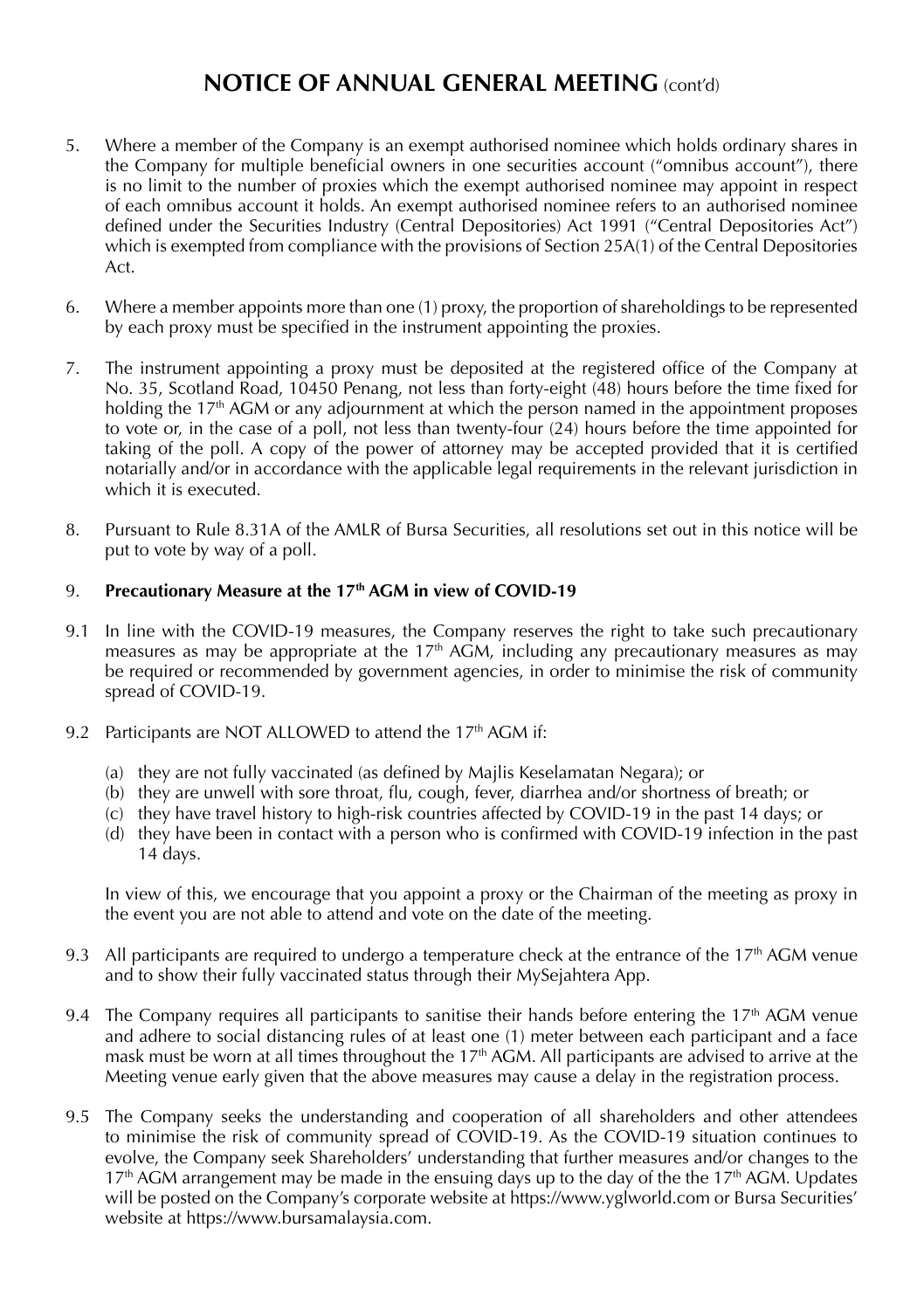# NOTICE OF ANNUAL GENERAL MEETING (cont'd)

5. Where a member of the Company is an exempt authorised nominee which holds ordinary shares in the Company for multiple beneficial owners in one securities account ("omnibus account"), there is no limit to the number of proxies which the exempt authorised nominee may appoint in respect of each omnibus account it holds. An exempt authorised nominee refers to an authorised nominee defined under the Securities Industry (Central Depositories) Act 1991 ("Central Depositories Act") which is exempted from compliance with the provisions of Section 25A(1) of the Central Depositories Act.

6. Where a member appoints more than one (1) proxy, the proportion of shareholdings to be represented by each proxy must be specified in the instrument appointing the proxies.

7. The instrument appointing a proxy must be deposited at the registered office of the Company at No. 35, Scotland Road, 10450 Penang, not less than forty-eight (48) hours before the time fixed for holding the 17th AGM or any adjournment at which the person named in the appointment proposes to vote or, in the case of a poll, not less than twenty-four (24) hours before the time appointed for taking of the poll. A copy of the power of attorney may be accepted provided that it is certified notarially and/or in accordance with the applicable legal requirements in the relevant jurisdiction in which it is executed.

8. Pursuant to Rule 8.31A of the AMLR of Bursa Securities, all resolutions set out in this notice will be put to vote by way of a poll.

9. **Precautionary Measure at the 17th AGM in view of COVID-19**

9.1 In line with the COVID-19 measures, the Company reserves the right to take such precautionary measures as may be appropriate at the 17th AGM, including any precautionary measures as may be required or recommended by government agencies, in order to minimise the risk of community spread of COVID-19.

9.2 Participants are NOT ALLOWED to attend the 17th AGM if:

(a) they are not fully vaccinated (as defined by Majlis Keselamatan Negara); or
(b) they are unwell with sore throat, flu, cough, fever, diarrhea and/or shortness of breath; or
(c) they have travel history to high-risk countries affected by COVID-19 in the past 14 days; or
(d) they have been in contact with a person who is confirmed with COVID-19 infection in the past 14 days.

In view of this, we encourage that you appoint a proxy or the Chairman of the meeting as proxy in the event you are not able to attend and vote on the date of the meeting.

9.3 All participants are required to undergo a temperature check at the entrance of the 17th AGM venue and to show their fully vaccinated status through their MySejahtera App.

9.4 The Company requires all participants to sanitise their hands before entering the 17th AGM venue and adhere to social distancing rules of at least one (1) meter between each participant and a face mask must be worn at all times throughout the 17th AGM. All participants are advised to arrive at the Meeting venue early given that the above measures may cause a delay in the registration process.

9.5 The Company seeks the understanding and cooperation of all shareholders and other attendees to minimise the risk of community spread of COVID-19. As the COVID-19 situation continues to evolve, the Company seek Shareholders' understanding that further measures and/or changes to the 17th AGM arrangement may be made in the ensuing days up to the day of the the 17th AGM. Updates will be posted on the Company's corporate website at https://www.yglworld.com or Bursa Securities' website at https://www.bursamalaysia.com.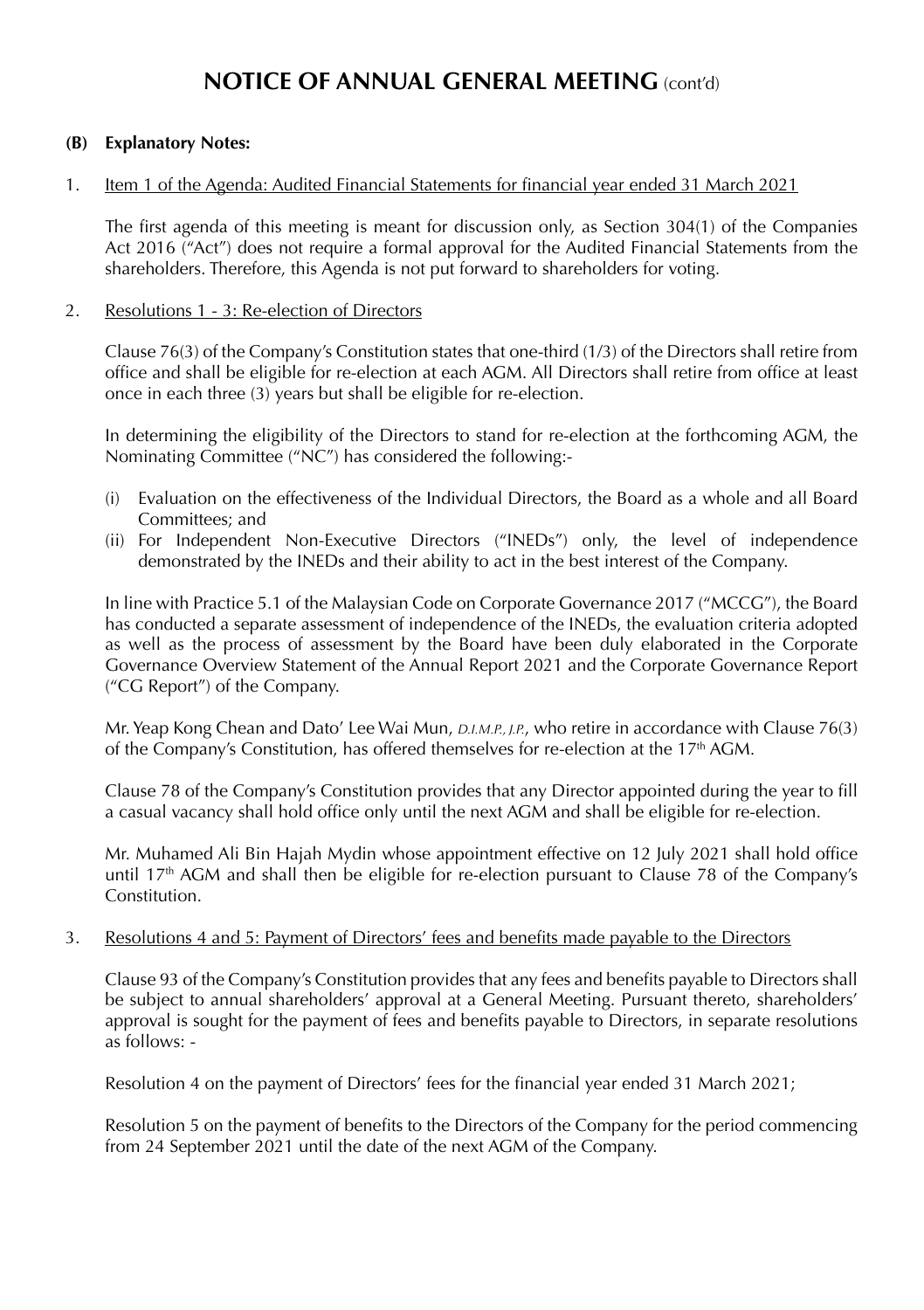# NOTICE OF ANNUAL GENERAL MEETING (cont'd)

**(B) Explanatory Notes:**

1. Item 1 of the Agenda: Audited Financial Statements for financial year ended 31 March 2021

   The first agenda of this meeting is meant for discussion only, as Section 304(1) of the Companies Act 2016 ("Act") does not require a formal approval for the Audited Financial Statements from the shareholders. Therefore, this Agenda is not put forward to shareholders for voting.

2. Resolutions 1 - 3: Re-election of Directors

   Clause 76(3) of the Company's Constitution states that one-third (1/3) of the Directors shall retire from office and shall be eligible for re-election at each AGM. All Directors shall retire from office at least once in each three (3) years but shall be eligible for re-election.

   In determining the eligibility of the Directors to stand for re-election at the forthcoming AGM, the Nominating Committee ("NC") has considered the following:-

   (i) Evaluation on the effectiveness of the Individual Directors, the Board as a whole and all Board Committees; and
   (ii) For Independent Non-Executive Directors ("INEDs") only, the level of independence demonstrated by the INEDs and their ability to act in the best interest of the Company.

   In line with Practice 5.1 of the Malaysian Code on Corporate Governance 2017 ("MCCG"), the Board has conducted a separate assessment of independence of the INEDs, the evaluation criteria adopted as well as the process of assessment by the Board have been duly elaborated in the Corporate Governance Overview Statement of the Annual Report 2021 and the Corporate Governance Report ("CG Report") of the Company.

   Mr. Yeap Kong Chean and Dato' Lee Wai Mun, *D.I.M.P., J.P.*, who retire in accordance with Clause 76(3) of the Company's Constitution, has offered themselves for re-election at the 17th AGM.

   Clause 78 of the Company's Constitution provides that any Director appointed during the year to fill a casual vacancy shall hold office only until the next AGM and shall be eligible for re-election.

   Mr. Muhamed Ali Bin Hajah Mydin whose appointment effective on 12 July 2021 shall hold office until 17th AGM and shall then be eligible for re-election pursuant to Clause 78 of the Company's Constitution.

3. Resolutions 4 and 5: Payment of Directors' fees and benefits made payable to the Directors

   Clause 93 of the Company's Constitution provides that any fees and benefits payable to Directors shall be subject to annual shareholders' approval at a General Meeting. Pursuant thereto, shareholders' approval is sought for the payment of fees and benefits payable to Directors, in separate resolutions as follows: -

   Resolution 4 on the payment of Directors' fees for the financial year ended 31 March 2021;

   Resolution 5 on the payment of benefits to the Directors of the Company for the period commencing from 24 September 2021 until the date of the next AGM of the Company.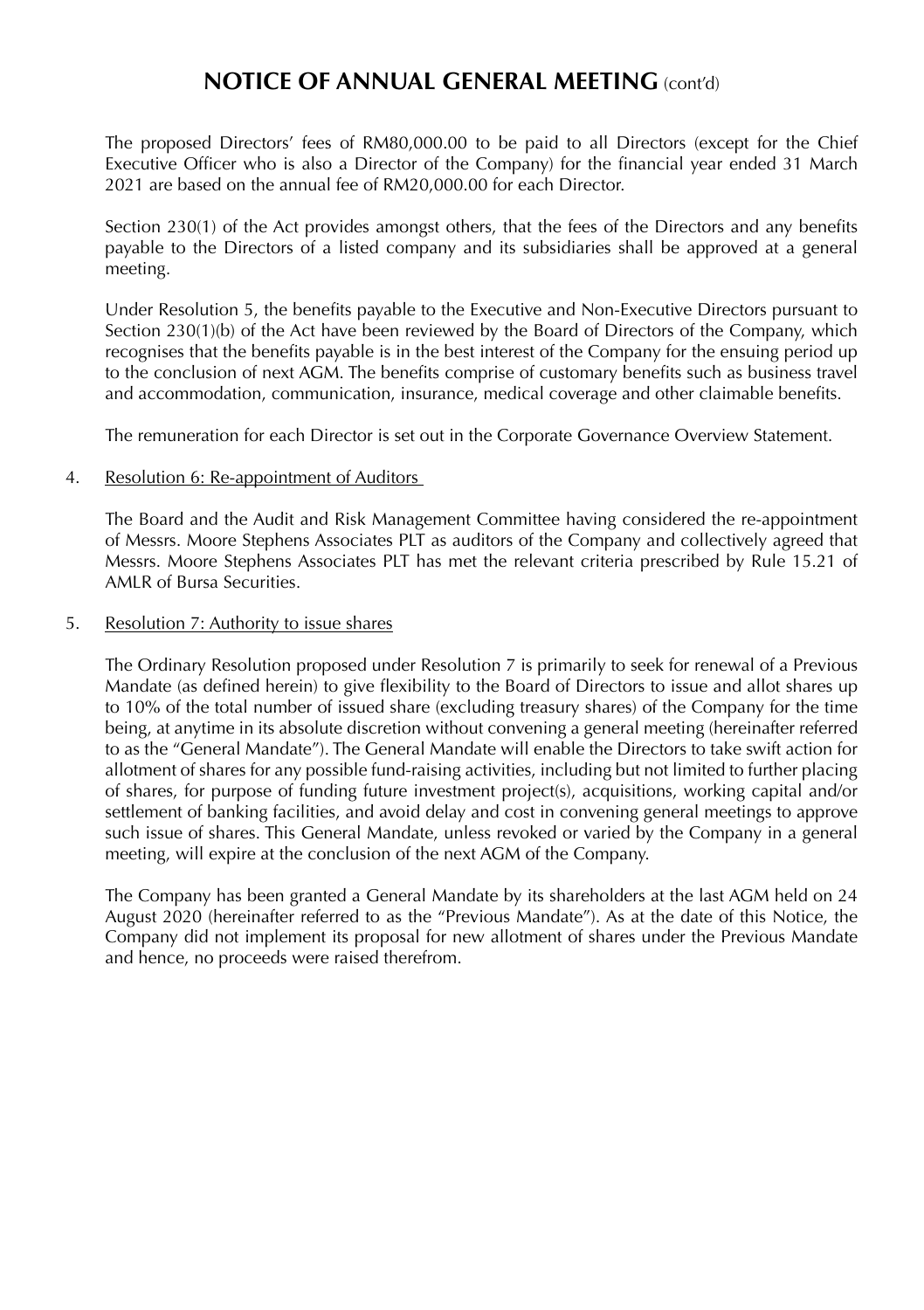# NOTICE OF ANNUAL GENERAL MEETING (cont'd)

The proposed Directors' fees of RM80,000.00 to be paid to all Directors (except for the Chief Executive Officer who is also a Director of the Company) for the financial year ended 31 March 2021 are based on the annual fee of RM20,000.00 for each Director.

Section 230(1) of the Act provides amongst others, that the fees of the Directors and any benefits payable to the Directors of a listed company and its subsidiaries shall be approved at a general meeting.

Under Resolution 5, the benefits payable to the Executive and Non-Executive Directors pursuant to Section 230(1)(b) of the Act have been reviewed by the Board of Directors of the Company, which recognises that the benefits payable is in the best interest of the Company for the ensuing period up to the conclusion of next AGM. The benefits comprise of customary benefits such as business travel and accommodation, communication, insurance, medical coverage and other claimable benefits.

The remuneration for each Director is set out in the Corporate Governance Overview Statement.

4. Resolution 6: Re-appointment of Auditors

   The Board and the Audit and Risk Management Committee having considered the re-appointment of Messrs. Moore Stephens Associates PLT as auditors of the Company and collectively agreed that Messrs. Moore Stephens Associates PLT has met the relevant criteria prescribed by Rule 15.21 of AMLR of Bursa Securities.

5. Resolution 7: Authority to issue shares

   The Ordinary Resolution proposed under Resolution 7 is primarily to seek for renewal of a Previous Mandate (as defined herein) to give flexibility to the Board of Directors to issue and allot shares up to 10% of the total number of issued share (excluding treasury shares) of the Company for the time being, at anytime in its absolute discretion without convening a general meeting (hereinafter referred to as the "General Mandate"). The General Mandate will enable the Directors to take swift action for allotment of shares for any possible fund-raising activities, including but not limited to further placing of shares, for purpose of funding future investment project(s), acquisitions, working capital and/or settlement of banking facilities, and avoid delay and cost in convening general meetings to approve such issue of shares. This General Mandate, unless revoked or varied by the Company in a general meeting, will expire at the conclusion of the next AGM of the Company.

   The Company has been granted a General Mandate by its shareholders at the last AGM held on 24 August 2020 (hereinafter referred to as the "Previous Mandate"). As at the date of this Notice, the Company did not implement its proposal for new allotment of shares under the Previous Mandate and hence, no proceeds were raised therefrom.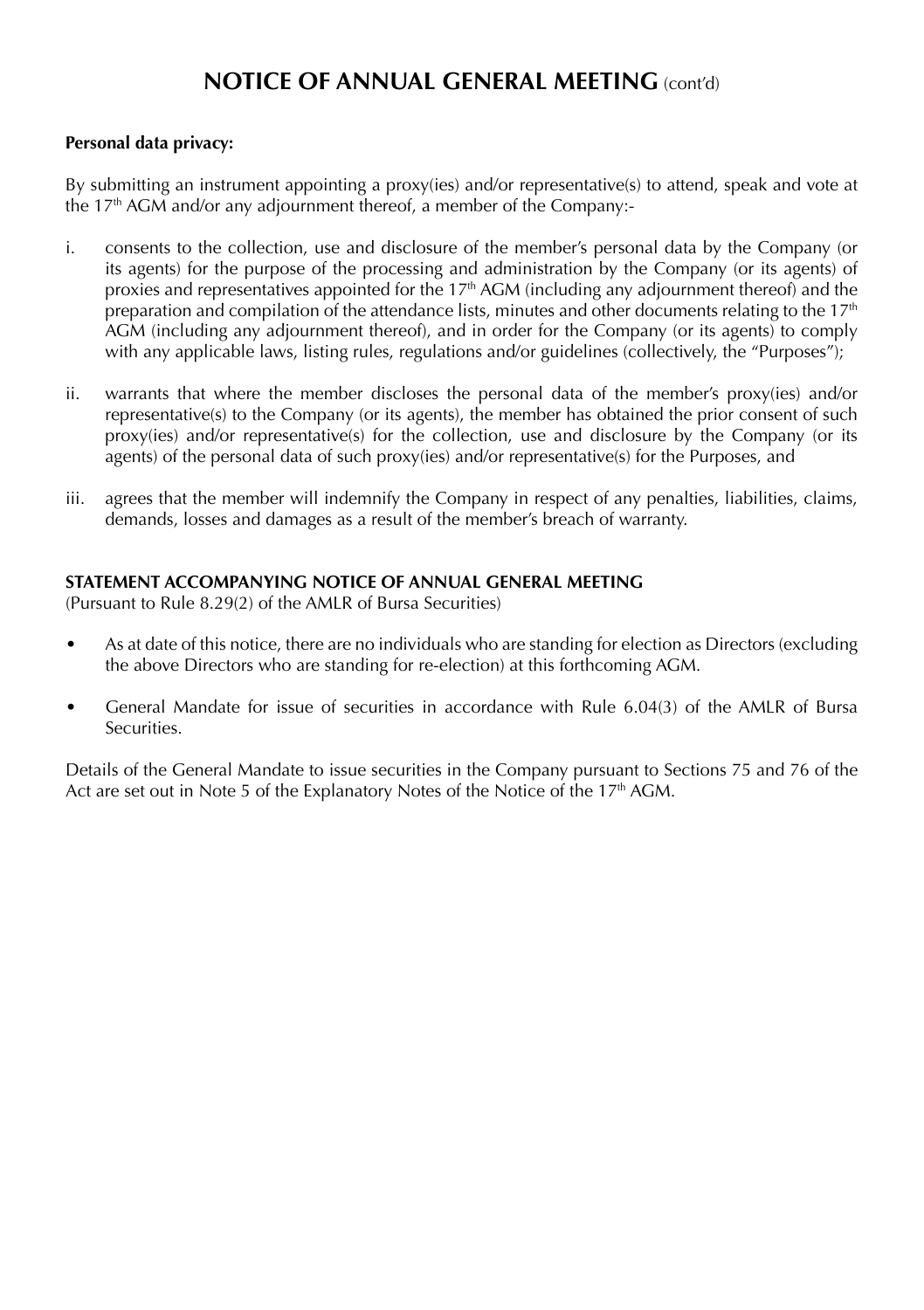# NOTICE OF ANNUAL GENERAL MEETING (cont'd)

**Personal data privacy:**

By submitting an instrument appointing a proxy(ies) and/or representative(s) to attend, speak and vote at the 17th AGM and/or any adjournment thereof, a member of the Company:-

i. consents to the collection, use and disclosure of the member's personal data by the Company (or its agents) for the purpose of the processing and administration by the Company (or its agents) of proxies and representatives appointed for the 17th AGM (including any adjournment thereof) and the preparation and compilation of the attendance lists, minutes and other documents relating to the 17th AGM (including any adjournment thereof), and in order for the Company (or its agents) to comply with any applicable laws, listing rules, regulations and/or guidelines (collectively, the "Purposes");

ii. warrants that where the member discloses the personal data of the member's proxy(ies) and/or representative(s) to the Company (or its agents), the member has obtained the prior consent of such proxy(ies) and/or representative(s) for the collection, use and disclosure by the Company (or its agents) of the personal data of such proxy(ies) and/or representative(s) for the Purposes, and

iii. agrees that the member will indemnify the Company in respect of any penalties, liabilities, claims, demands, losses and damages as a result of the member's breach of warranty.

**STATEMENT ACCOMPANYING NOTICE OF ANNUAL GENERAL MEETING**
(Pursuant to Rule 8.29(2) of the AMLR of Bursa Securities)

- As at date of this notice, there are no individuals who are standing for election as Directors (excluding the above Directors who are standing for re-election) at this forthcoming AGM.
- General Mandate for issue of securities in accordance with Rule 6.04(3) of the AMLR of Bursa Securities.

Details of the General Mandate to issue securities in the Company pursuant to Sections 75 and 76 of the Act are set out in Note 5 of the Explanatory Notes of the Notice of the 17th AGM.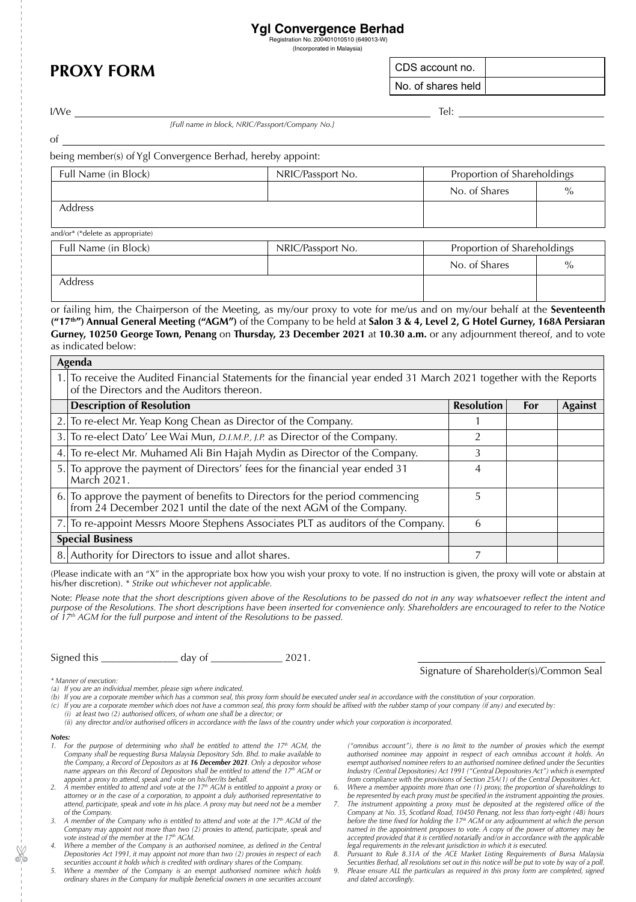**Ygl Convergence Berhad**
Registration No. 200401010510 (649013-W)
(Incorporated in Malaysia)

# PROXY FORM

| CDS account no. | |
|---|---|
| No. of shares held | |

I/We ______________________________ Tel: ______________
*[Full name in block, NRIC/Passport/Company No.]*

of ______________________________

being member(s) of Ygl Convergence Berhad, hereby appoint:

| Full Name (in Block) | NRIC/Passport No. | Proportion of Shareholdings | |
|---|---|---|---|
| | | No. of Shares | % |
| Address | | | |

and/or* (*delete as appropriate)

| Full Name (in Block) | NRIC/Passport No. | Proportion of Shareholdings | |
|---|---|---|---|
| | | No. of Shares | % |
| Address | | | |

or failing him, the Chairperson of the Meeting, as my/our proxy to vote for me/us and on my/our behalf at the **Seventeenth ("17th") Annual General Meeting ("AGM")** of the Company to be held at **Salon 3 & 4, Level 2, G Hotel Gurney, 168A Persiaran Gurney, 10250 George Town, Penang** on **Thursday, 23 December 2021** at **10.30 a.m.** or any adjournment thereof, and to vote as indicated below:

| | **Agenda** | | | |
|---|---|---|---|---|
| 1. | To receive the Audited Financial Statements for the financial year ended 31 March 2021 together with the Reports of the Directors and the Auditors thereon. | | | |
| | **Description of Resolution** | **Resolution** | **For** | **Against** |
| 2. | To re-elect Mr. Yeap Kong Chean as Director of the Company. | 1 | | |
| 3. | To re-elect Dato' Lee Wai Mun, *D.I.M.P., J.P.* as Director of the Company. | 2 | | |
| 4. | To re-elect Mr. Muhamed Ali Bin Hajah Mydin as Director of the Company. | 3 | | |
| 5. | To approve the payment of Directors' fees for the financial year ended 31 March 2021. | 4 | | |
| 6. | To approve the payment of benefits to Directors for the period commencing from 24 December 2021 until the date of the next AGM of the Company. | 5 | | |
| 7. | To re-appoint Messrs Moore Stephens Associates PLT as auditors of the Company. | 6 | | |
| | **Special Business** | | | |
| 8. | Authority for Directors to issue and allot shares. | 7 | | |

(Please indicate with an "X" in the appropriate box how you wish your proxy to vote. If no instruction is given, the proxy will vote or abstain at his/her discretion). * *Strike out whichever not applicable.*

Note: *Please note that the short descriptions given above of the Resolutions to be passed do not in any way whatsoever reflect the intent and purpose of the Resolutions. The short descriptions have been inserted for convenience only. Shareholders are encouraged to refer to the Notice of 17th AGM for the full purpose and intent of the Resolutions to be passed.*

Signed this ______________ day of _____________ 2021.

______________________________
Signature of Shareholder(s)/Common Seal

*\* Manner of execution:*
*(a) If you are an individual member, please sign where indicated.*
*(b) If you are a corporate member which has a common seal, this proxy form should be executed under seal in accordance with the constitution of your corporation.*
*(c) If you are a corporate member which does not have a common seal, this proxy form should be affixed with the rubber stamp of your company (if any) and executed by:*
*(i) at least two (2) authorised officers, of whom one shall be a director; or*
*(ii) any director and/or authorised officers in accordance with the laws of the country under which your corporation is incorporated.*

***Notes:***

1. *For the purpose of determining who shall be entitled to attend the 17th AGM, the Company shall be requesting Bursa Malaysia Depository Sdn. Bhd. to make available to the Company, a Record of Depositors as at **16 December 2021**. Only a depositor whose name appears on this Record of Depositors shall be entitled to attend the 17th AGM or appoint a proxy to attend, speak and vote on his/her/its behalf.*
2. *A member entitled to attend and vote at the 17th AGM is entitled to appoint a proxy or attorney or in the case of a corporation, to appoint a duly authorised representative to attend, participate, speak and vote in his place. A proxy may but need not be a member of the Company.*
3. *A member of the Company who is entitled to attend and vote at the 17th AGM of the Company may appoint not more than two (2) proxies to attend, participate, speak and vote instead of the member at the 17th AGM.*
4. *Where a member of the Company is an authorised nominee, as defined in the Central Depositories Act 1991, it may appoint not more than two (2) proxies in respect of each securities account it holds which is credited with ordinary shares of the Company.*
5. *Where a member of the Company is an exempt authorised nominee which holds ordinary shares in the Company for multiple beneficial owners in one securities account ("omnibus account"), there is no limit to the number of proxies which the exempt authorised nominee may appoint in respect of each omnibus account it holds. An exempt authorised nominee refers to an authorised nominee defined under the Securities Industry (Central Depositories) Act 1991 ("Central Depositories Act") which is exempted from compliance with the provisions of Section 25A(1) of the Central Depositories Act.*
6. *Where a member appoints more than one (1) proxy, the proportion of shareholdings to be represented by each proxy must be specified in the instrument appointing the proxies.*
7. *The instrument appointing a proxy must be deposited at the registered office of the Company at No. 35, Scotland Road, 10450 Penang, not less than forty-eight (48) hours before the time fixed for holding the 17th AGM or any adjournment at which the person named in the appointment proposes to vote. A copy of the power of attorney may be accepted provided that it is certified notarially and/or in accordance with the applicable legal requirements in the relevant jurisdiction in which it is executed.*
8. *Pursuant to Rule 8.31A of the ACE Market Listing Requirements of Bursa Malaysia Securities Berhad, all resolutions set out in this notice will be put to vote by way of a poll.*
9. *Please ensure ALL the particulars as required in this proxy form are completed, signed and dated accordingly.*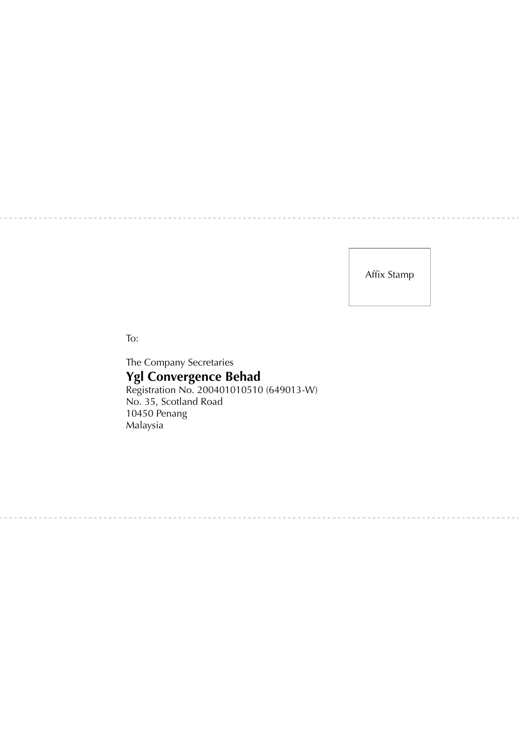Affix Stamp

To:

The Company Secretaries

**Ygl Convergence Behad**

Registration No. 200401010510 (649013-W)
No. 35, Scotland Road
10450 Penang
Malaysia